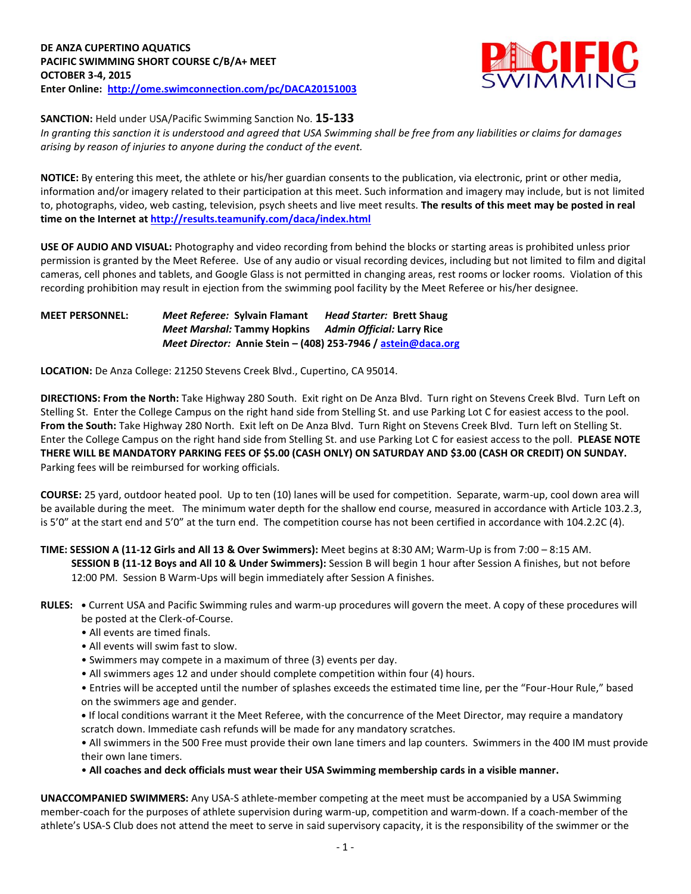**DE ANZA CUPERTINO AQUATICS**
**PACIFIC SWIMMING SHORT COURSE C/B/A+ MEET**
**OCTOBER 3-4, 2015**
**Enter Online: http://ome.swimconnection.com/pc/DACA20151003**

**SANCTION:** Held under USA/Pacific Swimming Sanction No. **15-133**
*In granting this sanction it is understood and agreed that USA Swimming shall be free from any liabilities or claims for damages arising by reason of injuries to anyone during the conduct of the event.*

**NOTICE:** By entering this meet, the athlete or his/her guardian consents to the publication, via electronic, print or other media, information and/or imagery related to their participation at this meet. Such information and imagery may include, but is not limited to, photographs, video, web casting, television, psych sheets and live meet results. **The results of this meet may be posted in real time on the Internet at http://results.teamunify.com/daca/index.html**

**USE OF AUDIO AND VISUAL:** Photography and video recording from behind the blocks or starting areas is prohibited unless prior permission is granted by the Meet Referee. Use of any audio or visual recording devices, including but not limited to film and digital cameras, cell phones and tablets, and Google Glass is not permitted in changing areas, rest rooms or locker rooms. Violation of this recording prohibition may result in ejection from the swimming pool facility by the Meet Referee or his/her designee.

**MEET PERSONNEL:** ***Meet Referee:*** **Sylvain Flamant** ***Head Starter:*** **Brett Shaug**
***Meet Marshal:*** **Tammy Hopkins** ***Admin Official:*** **Larry Rice**
***Meet Director:*** **Annie Stein – (408) 253-7946 / astein@daca.org**

**LOCATION:** De Anza College: 21250 Stevens Creek Blvd., Cupertino, CA 95014.

**DIRECTIONS: From the North:** Take Highway 280 South. Exit right on De Anza Blvd. Turn right on Stevens Creek Blvd. Turn Left on Stelling St. Enter the College Campus on the right hand side from Stelling St. and use Parking Lot C for easiest access to the pool. **From the South:** Take Highway 280 North. Exit left on De Anza Blvd. Turn Right on Stevens Creek Blvd. Turn left on Stelling St. Enter the College Campus on the right hand side from Stelling St. and use Parking Lot C for easiest access to the poll. **PLEASE NOTE THERE WILL BE MANDATORY PARKING FEES OF $5.00 (CASH ONLY) ON SATURDAY AND $3.00 (CASH OR CREDIT) ON SUNDAY.** Parking fees will be reimbursed for working officials.

**COURSE:** 25 yard, outdoor heated pool. Up to ten (10) lanes will be used for competition. Separate, warm-up, cool down area will be available during the meet. The minimum water depth for the shallow end course, measured in accordance with Article 103.2.3, is 5'0" at the start end and 5'0" at the turn end. The competition course has not been certified in accordance with 104.2.2C (4).

**TIME: SESSION A (11-12 Girls and All 13 & Over Swimmers):** Meet begins at 8:30 AM; Warm-Up is from 7:00 – 8:15 AM.
**SESSION B (11-12 Boys and All 10 & Under Swimmers):** Session B will begin 1 hour after Session A finishes, but not before 12:00 PM. Session B Warm-Ups will begin immediately after Session A finishes.

**RULES:**
- Current USA and Pacific Swimming rules and warm-up procedures will govern the meet. A copy of these procedures will be posted at the Clerk-of-Course.
- All events are timed finals.
- All events will swim fast to slow.
- Swimmers may compete in a maximum of three (3) events per day.
- All swimmers ages 12 and under should complete competition within four (4) hours.
- Entries will be accepted until the number of splashes exceeds the estimated time line, per the "Four-Hour Rule," based on the swimmers age and gender.
- If local conditions warrant it the Meet Referee, with the concurrence of the Meet Director, may require a mandatory scratch down. Immediate cash refunds will be made for any mandatory scratches.
- All swimmers in the 500 Free must provide their own lane timers and lap counters. Swimmers in the 400 IM must provide their own lane timers.
- **All coaches and deck officials must wear their USA Swimming membership cards in a visible manner.**

**UNACCOMPANIED SWIMMERS:** Any USA-S athlete-member competing at the meet must be accompanied by a USA Swimming member-coach for the purposes of athlete supervision during warm-up, competition and warm-down. If a coach-member of the athlete's USA-S Club does not attend the meet to serve in said supervisory capacity, it is the responsibility of the swimmer or the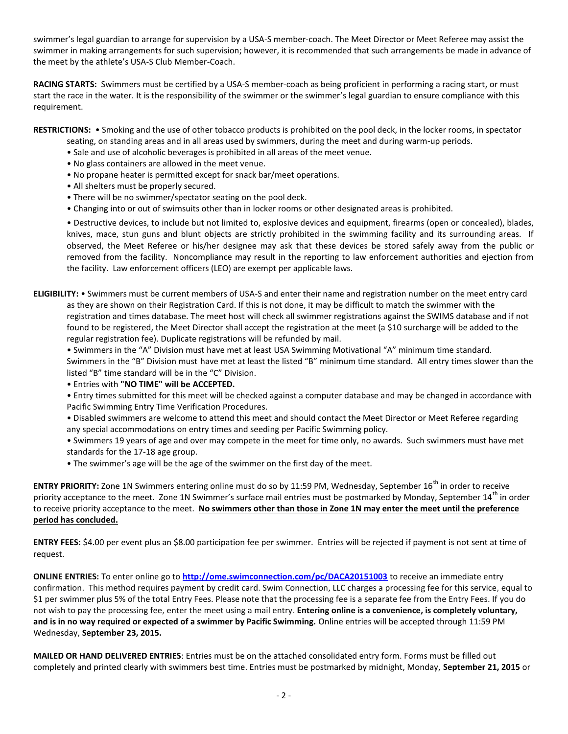swimmer's legal guardian to arrange for supervision by a USA-S member-coach. The Meet Director or Meet Referee may assist the swimmer in making arrangements for such supervision; however, it is recommended that such arrangements be made in advance of the meet by the athlete's USA-S Club Member-Coach.

**RACING STARTS:** Swimmers must be certified by a USA-S member-coach as being proficient in performing a racing start, or must start the race in the water. It is the responsibility of the swimmer or the swimmer's legal guardian to ensure compliance with this requirement.

**RESTRICTIONS:** • Smoking and the use of other tobacco products is prohibited on the pool deck, in the locker rooms, in spectator seating, on standing areas and in all areas used by swimmers, during the meet and during warm-up periods.

- Sale and use of alcoholic beverages is prohibited in all areas of the meet venue.
- No glass containers are allowed in the meet venue.
- No propane heater is permitted except for snack bar/meet operations.
- All shelters must be properly secured.
- There will be no swimmer/spectator seating on the pool deck.
- Changing into or out of swimsuits other than in locker rooms or other designated areas is prohibited.
- Destructive devices, to include but not limited to, explosive devices and equipment, firearms (open or concealed), blades, knives, mace, stun guns and blunt objects are strictly prohibited in the swimming facility and its surrounding areas. If observed, the Meet Referee or his/her designee may ask that these devices be stored safely away from the public or removed from the facility. Noncompliance may result in the reporting to law enforcement authorities and ejection from the facility. Law enforcement officers (LEO) are exempt per applicable laws.

**ELIGIBILITY:** • Swimmers must be current members of USA-S and enter their name and registration number on the meet entry card as they are shown on their Registration Card. If this is not done, it may be difficult to match the swimmer with the registration and times database. The meet host will check all swimmer registrations against the SWIMS database and if not found to be registered, the Meet Director shall accept the registration at the meet (a $10 surcharge will be added to the regular registration fee). Duplicate registrations will be refunded by mail.

- Swimmers in the "A" Division must have met at least USA Swimming Motivational "A" minimum time standard. Swimmers in the "B" Division must have met at least the listed "B" minimum time standard. All entry times slower than the listed "B" time standard will be in the "C" Division.
- Entries with **"NO TIME" will be ACCEPTED.**
- Entry times submitted for this meet will be checked against a computer database and may be changed in accordance with Pacific Swimming Entry Time Verification Procedures.
- Disabled swimmers are welcome to attend this meet and should contact the Meet Director or Meet Referee regarding any special accommodations on entry times and seeding per Pacific Swimming policy.
- Swimmers 19 years of age and over may compete in the meet for time only, no awards. Such swimmers must have met standards for the 17-18 age group.
- The swimmer's age will be the age of the swimmer on the first day of the meet.

**ENTRY PRIORITY:** Zone 1N Swimmers entering online must do so by 11:59 PM, Wednesday, September 16th in order to receive priority acceptance to the meet. Zone 1N Swimmer's surface mail entries must be postmarked by Monday, September 14th in order to receive priority acceptance to the meet. **No swimmers other than those in Zone 1N may enter the meet until the preference period has concluded.**

**ENTRY FEES:** $4.00 per event plus an $8.00 participation fee per swimmer. Entries will be rejected if payment is not sent at time of request.

**ONLINE ENTRIES:** To enter online go to **http://ome.swimconnection.com/pc/DACA20151003** to receive an immediate entry confirmation. This method requires payment by credit card. Swim Connection, LLC charges a processing fee for this service, equal to $1 per swimmer plus 5% of the total Entry Fees. Please note that the processing fee is a separate fee from the Entry Fees. If you do not wish to pay the processing fee, enter the meet using a mail entry. **Entering online is a convenience, is completely voluntary, and is in no way required or expected of a swimmer by Pacific Swimming.** Online entries will be accepted through 11:59 PM Wednesday, **September 23, 2015.**

**MAILED OR HAND DELIVERED ENTRIES**: Entries must be on the attached consolidated entry form. Forms must be filled out completely and printed clearly with swimmers best time. Entries must be postmarked by midnight, Monday, **September 21, 2015** or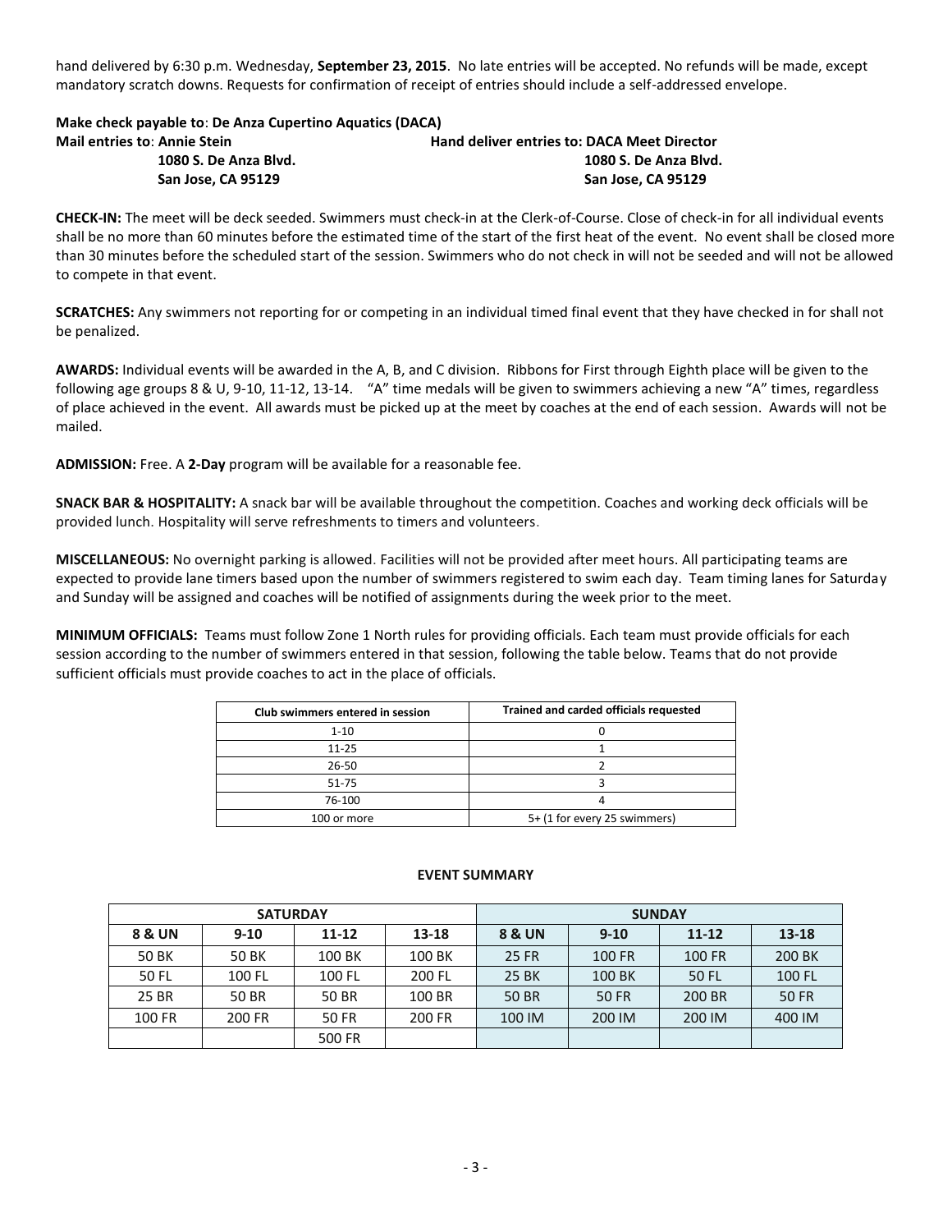hand delivered by 6:30 p.m. Wednesday, **September 23, 2015**. No late entries will be accepted. No refunds will be made, except mandatory scratch downs. Requests for confirmation of receipt of entries should include a self-addressed envelope.

**Make check payable to**: **De Anza Cupertino Aquatics (DACA)**

**Mail entries to**: **Annie Stein**
**1080 S. De Anza Blvd.**
**San Jose, CA 95129**

**Hand deliver entries to: DACA Meet Director**
**1080 S. De Anza Blvd.**
**San Jose, CA 95129**

**CHECK-IN:** The meet will be deck seeded. Swimmers must check-in at the Clerk-of-Course. Close of check-in for all individual events shall be no more than 60 minutes before the estimated time of the start of the first heat of the event. No event shall be closed more than 30 minutes before the scheduled start of the session. Swimmers who do not check in will not be seeded and will not be allowed to compete in that event.

**SCRATCHES:** Any swimmers not reporting for or competing in an individual timed final event that they have checked in for shall not be penalized.

**AWARDS:** Individual events will be awarded in the A, B, and C division. Ribbons for First through Eighth place will be given to the following age groups 8 & U, 9-10, 11-12, 13-14. "A" time medals will be given to swimmers achieving a new "A" times, regardless of place achieved in the event. All awards must be picked up at the meet by coaches at the end of each session. Awards will not be mailed.

**ADMISSION:** Free. A **2-Day** program will be available for a reasonable fee.

**SNACK BAR & HOSPITALITY:** A snack bar will be available throughout the competition. Coaches and working deck officials will be provided lunch. Hospitality will serve refreshments to timers and volunteers.

**MISCELLANEOUS:** No overnight parking is allowed. Facilities will not be provided after meet hours. All participating teams are expected to provide lane timers based upon the number of swimmers registered to swim each day. Team timing lanes for Saturday and Sunday will be assigned and coaches will be notified of assignments during the week prior to the meet.

**MINIMUM OFFICIALS:** Teams must follow Zone 1 North rules for providing officials. Each team must provide officials for each session according to the number of swimmers entered in that session, following the table below. Teams that do not provide sufficient officials must provide coaches to act in the place of officials.

| Club swimmers entered in session | Trained and carded officials requested |
|---|---|
| 1-10 | 0 |
| 11-25 | 1 |
| 26-50 | 2 |
| 51-75 | 3 |
| 76-100 | 4 |
| 100 or more | 5+ (1 for every 25 swimmers) |

**EVENT SUMMARY**

| SATURDAY | | | | SUNDAY | | | |
|---|---|---|---|---|---|---|---|
| **8 & UN** | **9-10** | **11-12** | **13-18** | **8 & UN** | **9-10** | **11-12** | **13-18** |
| 50 BK | 50 BK | 100 BK | 100 BK | 25 FR | 100 FR | 100 FR | 200 BK |
| 50 FL | 100 FL | 100 FL | 200 FL | 25 BK | 100 BK | 50 FL | 100 FL |
| 25 BR | 50 BR | 50 BR | 100 BR | 50 BR | 50 FR | 200 BR | 50 FR |
| 100 FR | 200 FR | 50 FR | 200 FR | 100 IM | 200 IM | 200 IM | 400 IM |
| | | 500 FR | | | | | |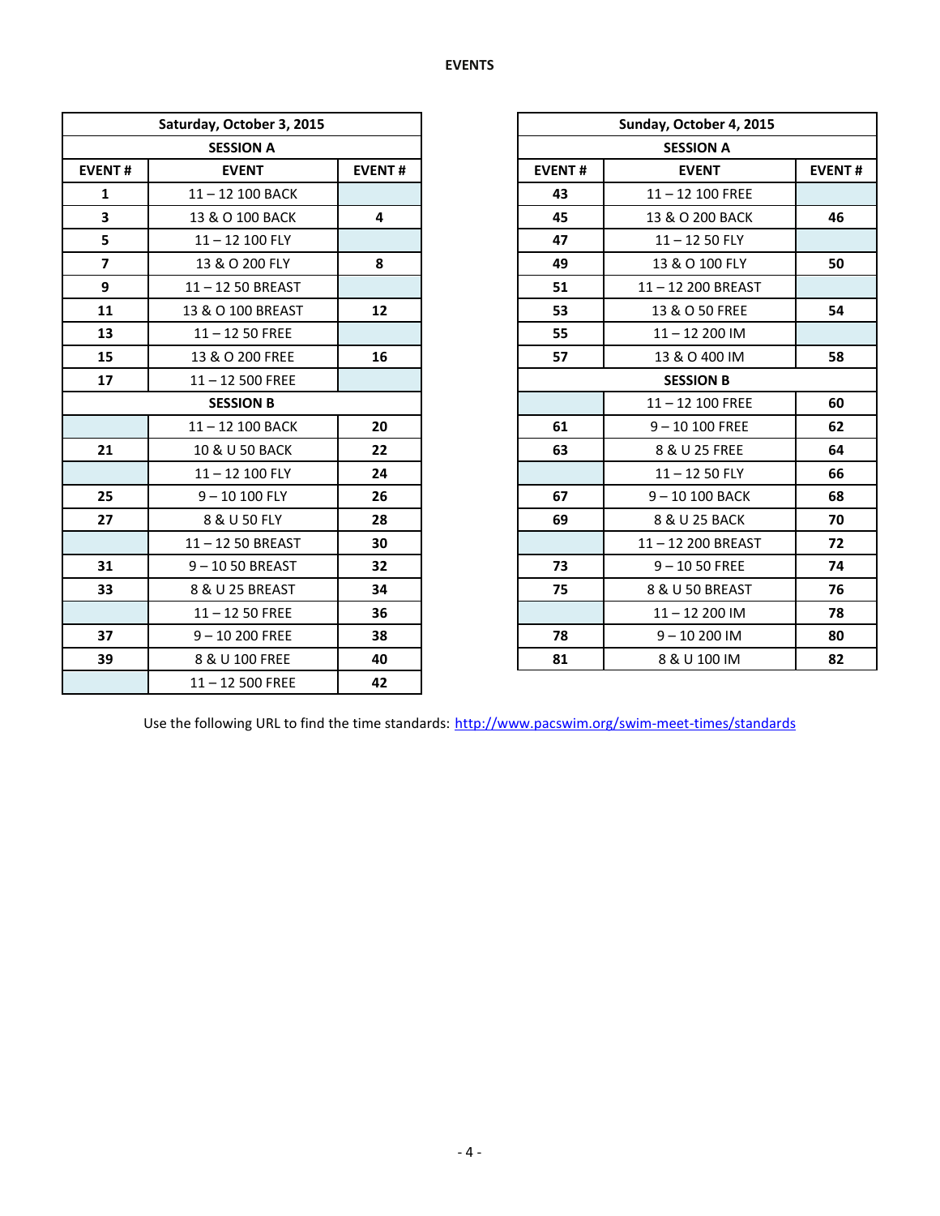## EVENTS

| Saturday, October 3, 2015 | | |
|---|---|---|
| **SESSION A** | | |
| **EVENT #** | **EVENT** | **EVENT #** |
| 1 | 11 – 12 100 BACK | |
| 3 | 13 & O 100 BACK | 4 |
| 5 | 11 – 12 100 FLY | |
| 7 | 13 & O 200 FLY | 8 |
| 9 | 11 – 12 50 BREAST | |
| 11 | 13 & O 100 BREAST | 12 |
| 13 | 11 – 12 50 FREE | |
| 15 | 13 & O 200 FREE | 16 |
| 17 | 11 – 12 500 FREE | |
| **SESSION B** | | |
| | 11 – 12 100 BACK | 20 |
| 21 | 10 & U 50 BACK | 22 |
| | 11 – 12 100 FLY | 24 |
| 25 | 9 – 10 100 FLY | 26 |
| 27 | 8 & U 50 FLY | 28 |
| | 11 – 12 50 BREAST | 30 |
| 31 | 9 – 10 50 BREAST | 32 |
| 33 | 8 & U 25 BREAST | 34 |
| | 11 – 12 50 FREE | 36 |
| 37 | 9 – 10 200 FREE | 38 |
| 39 | 8 & U 100 FREE | 40 |
| | 11 – 12 500 FREE | 42 |

| Sunday, October 4, 2015 | | |
|---|---|---|
| **SESSION A** | | |
| **EVENT #** | **EVENT** | **EVENT #** |
| 43 | 11 – 12 100 FREE | |
| 45 | 13 & O 200 BACK | 46 |
| 47 | 11 – 12 50 FLY | |
| 49 | 13 & O 100 FLY | 50 |
| 51 | 11 – 12 200 BREAST | |
| 53 | 13 & O 50 FREE | 54 |
| 55 | 11 – 12 200 IM | |
| 57 | 13 & O 400 IM | 58 |
| **SESSION B** | | |
| | 11 – 12 100 FREE | 60 |
| 61 | 9 – 10 100 FREE | 62 |
| 63 | 8 & U 25 FREE | 64 |
| | 11 – 12 50 FLY | 66 |
| 67 | 9 – 10 100 BACK | 68 |
| 69 | 8 & U 25 BACK | 70 |
| | 11 – 12 200 BREAST | 72 |
| 73 | 9 – 10 50 FREE | 74 |
| 75 | 8 & U 50 BREAST | 76 |
| | 11 – 12 200 IM | 78 |
| 78 | 9 – 10 200 IM | 80 |
| 81 | 8 & U 100 IM | 82 |

Use the following URL to find the time standards: http://www.pacswim.org/swim-meet-times/standards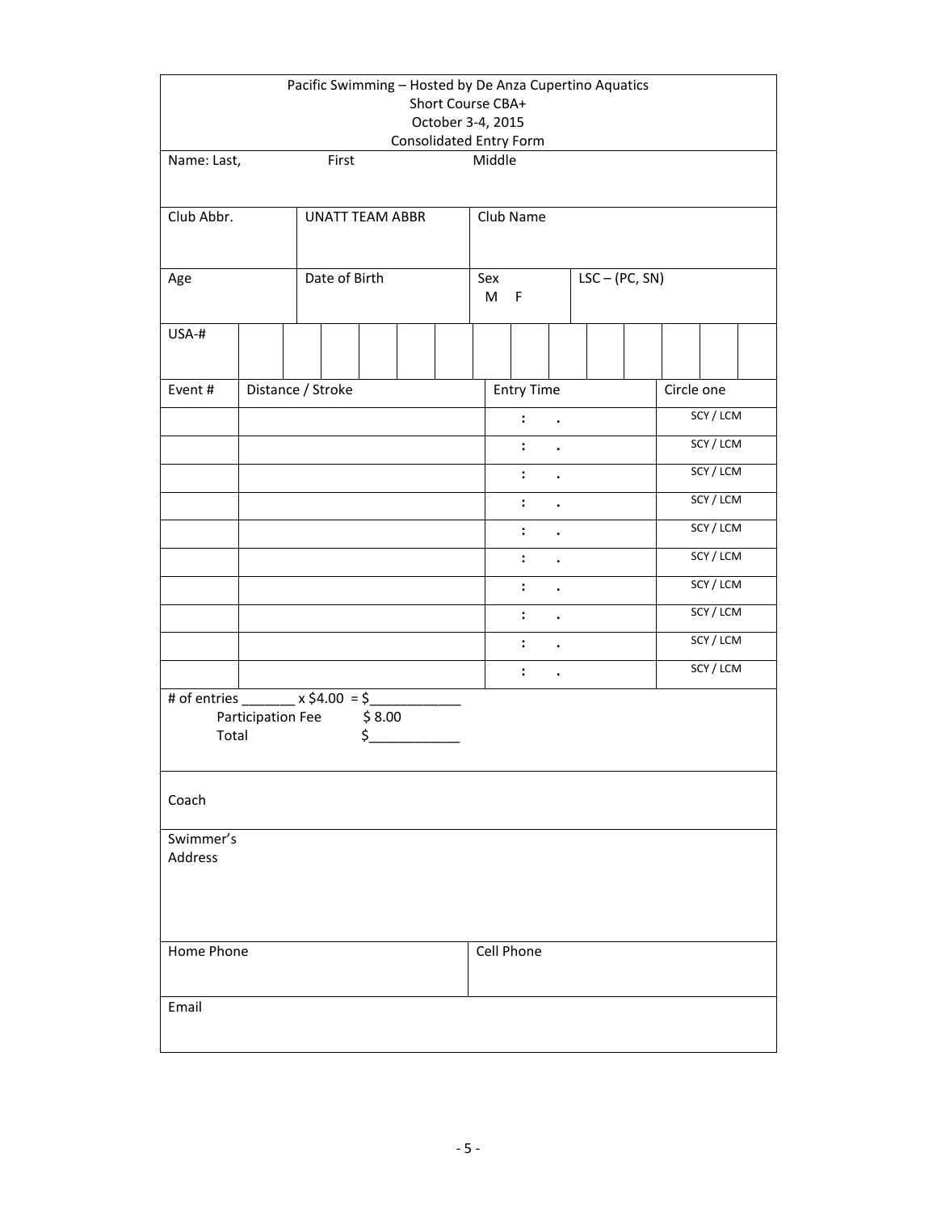Pacific Swimming – Hosted by De Anza Cupertino Aquatics
Short Course CBA+
October 3-4, 2015
Consolidated Entry Form

| Name: Last, | First | Middle |
|---|---|---|
| | | |

| Club Abbr. | UNATT TEAM ABBR | Club Name |
|---|---|---|
| | | |

| Age | Date of Birth | Sex M F | LSC – (PC, SN) |
|---|---|---|---|
| | | | |

| USA-# | | | | | | | | | | | | | | |
|---|---|---|---|---|---|---|---|---|---|---|---|---|---|---|
| | | | | | | | | | | | | | | |

| Event # | Distance / Stroke | Entry Time | Circle one |
|---|---|---|---|
| | | : . | SCY / LCM |
| | | : . | SCY / LCM |
| | | : . | SCY / LCM |
| | | : . | SCY / LCM |
| | | : . | SCY / LCM |
| | | : . | SCY / LCM |
| | | : . | SCY / LCM |
| | | : . | SCY / LCM |
| | | : . | SCY / LCM |
| | | : . | SCY / LCM |

# of entries _______ x $4.00 = $____________
Participation Fee $ 8.00
Total $____________

Coach

Swimmer's Address

| Home Phone | Cell Phone |
|---|---|
| | |

Email